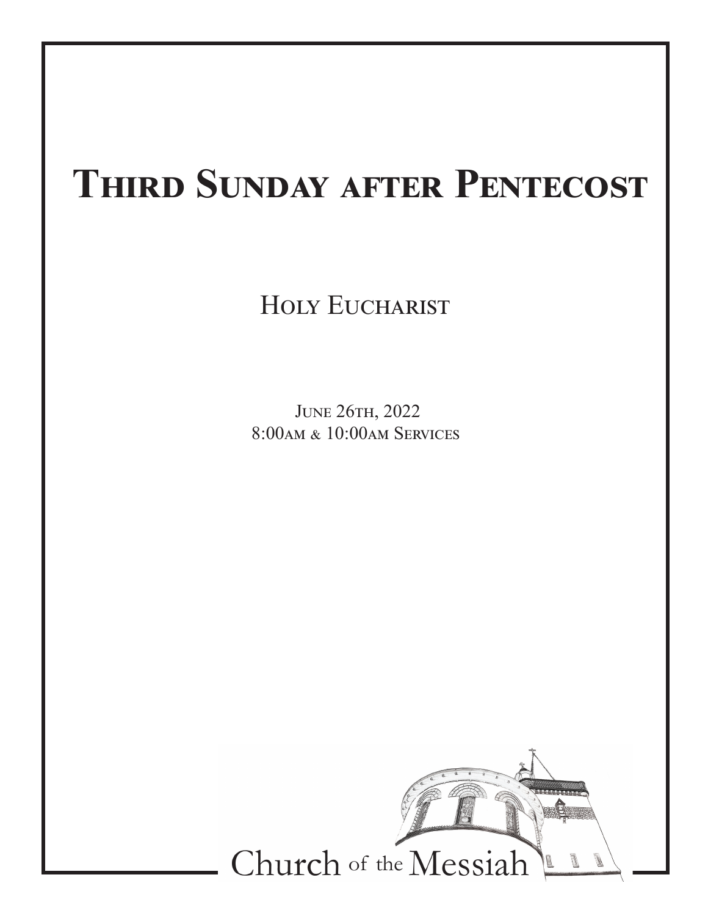# Third Sunday after Pentecost

## Holy Eucharist

June 26th, 2022
8:00am & 10:00am Services

Church of the Messiah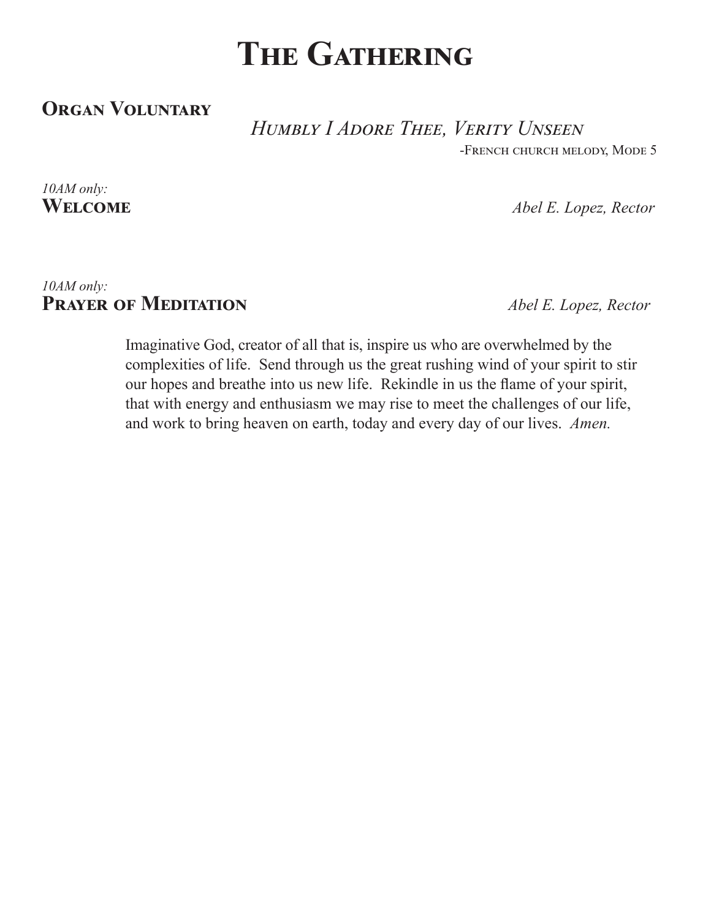# The Gathering

## Organ Voluntary

*Humbly I Adore Thee, Verity Unseen*

-French church melody, Mode 5

*10AM only:*

## Welcome

*Abel E. Lopez, Rector*

*10AM only:*

## Prayer of Meditation

*Abel E. Lopez, Rector*

Imaginative God, creator of all that is, inspire us who are overwhelmed by the complexities of life. Send through us the great rushing wind of your spirit to stir our hopes and breathe into us new life. Rekindle in us the flame of your spirit, that with energy and enthusiasm we may rise to meet the challenges of our life, and work to bring heaven on earth, today and every day of our lives. *Amen.*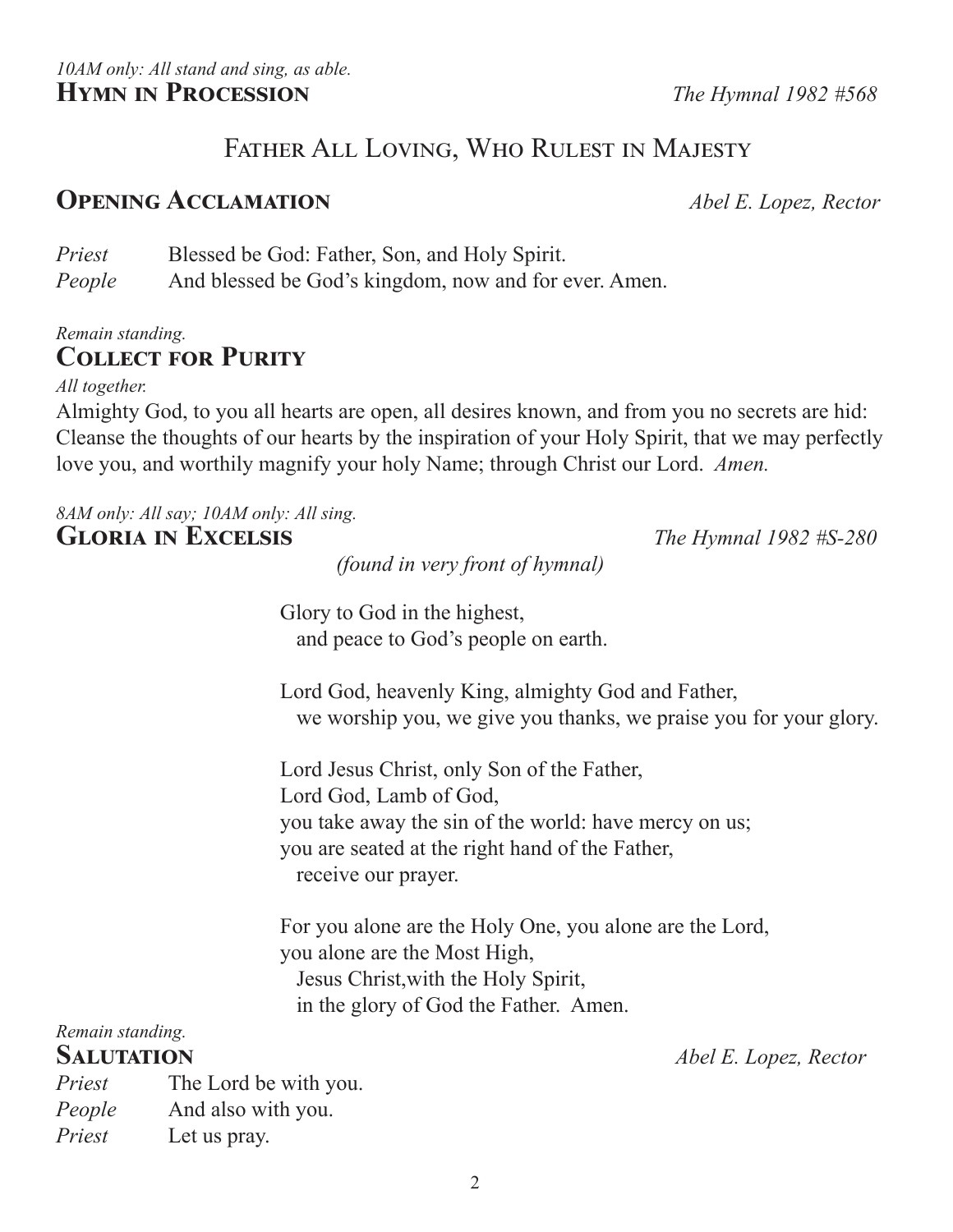*10AM only: All stand and sing, as able.*

## Hymn in Procession *The Hymnal 1982 #568*

### Father All Loving, Who Rulest in Majesty

## Opening Acclamation *Abel E. Lopez, Rector*

*Priest* Blessed be God: Father, Son, and Holy Spirit.
*People* And blessed be God's kingdom, now and for ever. Amen.

*Remain standing.*

## Collect for Purity

*All together.*

Almighty God, to you all hearts are open, all desires known, and from you no secrets are hid: Cleanse the thoughts of our hearts by the inspiration of your Holy Spirit, that we may perfectly love you, and worthily magnify your holy Name; through Christ our Lord. *Amen.*

*8AM only: All say; 10AM only: All sing.*

## Gloria in Excelsis *The Hymnal 1982 #S-280*

*(found in very front of hymnal)*

Glory to God in the highest,
and peace to God's people on earth.

Lord God, heavenly King, almighty God and Father,
we worship you, we give you thanks, we praise you for your glory.

Lord Jesus Christ, only Son of the Father,
Lord God, Lamb of God,
you take away the sin of the world: have mercy on us;
you are seated at the right hand of the Father,
receive our prayer.

For you alone are the Holy One, you alone are the Lord,
you alone are the Most High,
Jesus Christ,with the Holy Spirit,
in the glory of God the Father. Amen.

*Remain standing.*

## Salutation *Abel E. Lopez, Rector*

*Priest* The Lord be with you.
*People* And also with you.
*Priest* Let us pray.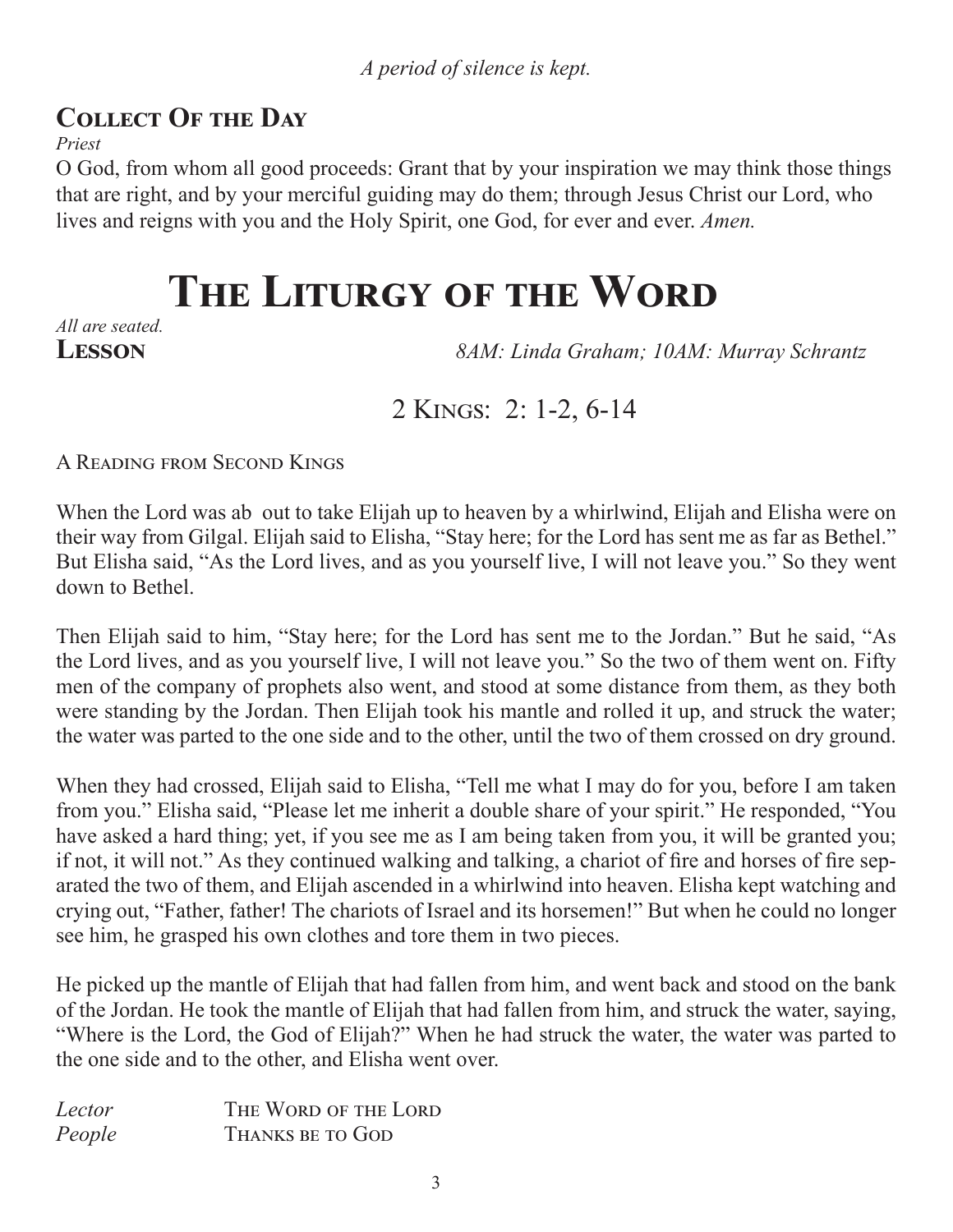*A period of silence is kept.*

## Collect Of the Day

*Priest*

O God, from whom all good proceeds: Grant that by your inspiration we may think those things that are right, and by your merciful guiding may do them; through Jesus Christ our Lord, who lives and reigns with you and the Holy Spirit, one God, for ever and ever. *Amen.*

# The Liturgy of the Word

*All are seated.*

## Lesson

*8AM: Linda Graham; 10AM: Murray Schrantz*

### 2 Kings: 2: 1-2, 6-14

A Reading from Second Kings

When the Lord was ab out to take Elijah up to heaven by a whirlwind, Elijah and Elisha were on their way from Gilgal. Elijah said to Elisha, "Stay here; for the Lord has sent me as far as Bethel." But Elisha said, "As the Lord lives, and as you yourself live, I will not leave you." So they went down to Bethel.

Then Elijah said to him, "Stay here; for the Lord has sent me to the Jordan." But he said, "As the Lord lives, and as you yourself live, I will not leave you." So the two of them went on. Fifty men of the company of prophets also went, and stood at some distance from them, as they both were standing by the Jordan. Then Elijah took his mantle and rolled it up, and struck the water; the water was parted to the one side and to the other, until the two of them crossed on dry ground.

When they had crossed, Elijah said to Elisha, "Tell me what I may do for you, before I am taken from you." Elisha said, "Please let me inherit a double share of your spirit." He responded, "You have asked a hard thing; yet, if you see me as I am being taken from you, it will be granted you; if not, it will not." As they continued walking and talking, a chariot of fire and horses of fire separated the two of them, and Elijah ascended in a whirlwind into heaven. Elisha kept watching and crying out, "Father, father! The chariots of Israel and its horsemen!" But when he could no longer see him, he grasped his own clothes and tore them in two pieces.

He picked up the mantle of Elijah that had fallen from him, and went back and stood on the bank of the Jordan. He took the mantle of Elijah that had fallen from him, and struck the water, saying, "Where is the Lord, the God of Elijah?" When he had struck the water, the water was parted to the one side and to the other, and Elisha went over.

*Lector* The Word of the Lord
*People* Thanks be to God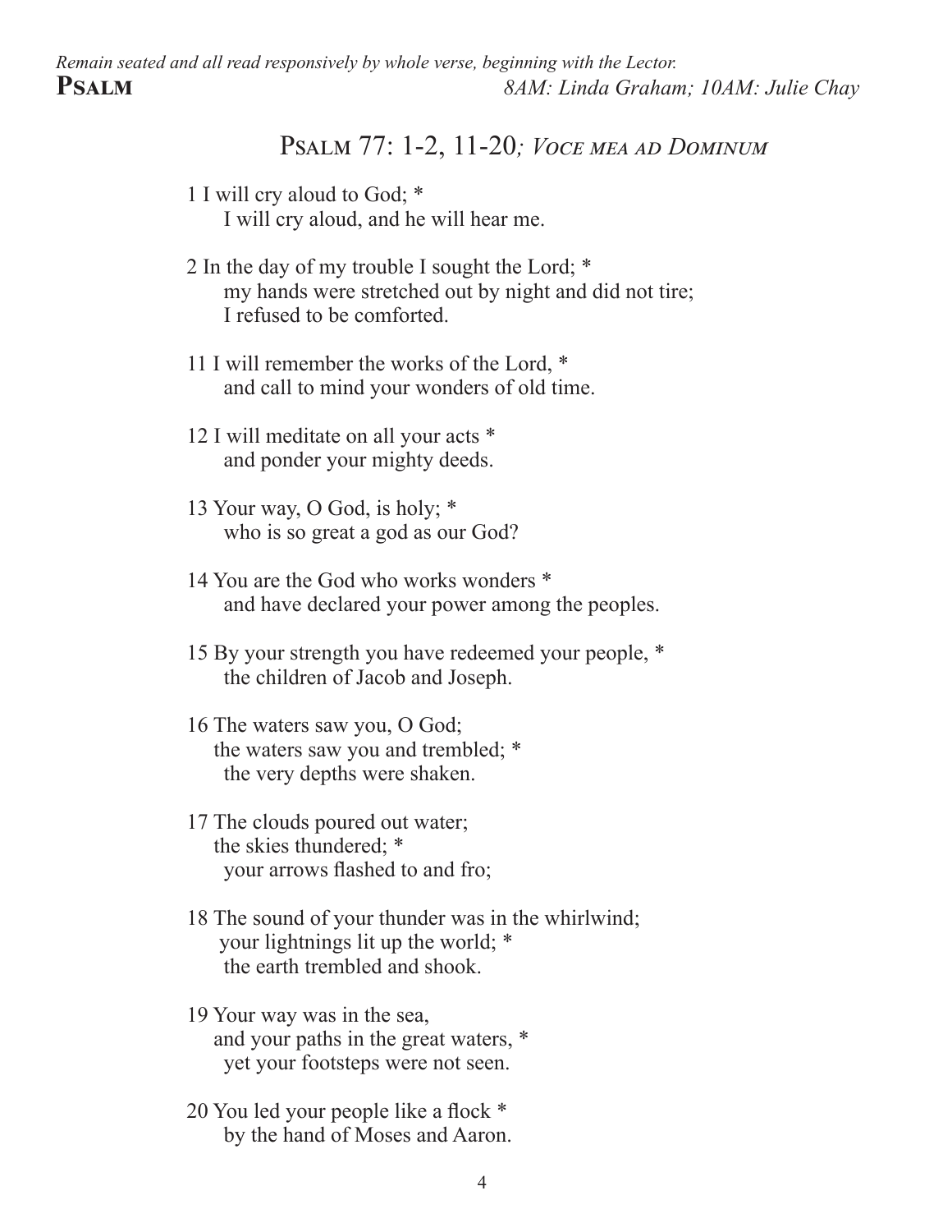*Remain seated and all read responsively by whole verse, beginning with the Lector.*

**Psalm** *8AM: Linda Graham; 10AM: Julie Chay*

## Psalm 77: 1-2, 11-20; *Voce mea ad Dominum*

1 I will cry aloud to God; *
  I will cry aloud, and he will hear me.

2 In the day of my trouble I sought the Lord; *
  my hands were stretched out by night and did not tire;
  I refused to be comforted.

11 I will remember the works of the Lord, *
  and call to mind your wonders of old time.

12 I will meditate on all your acts *
  and ponder your mighty deeds.

13 Your way, O God, is holy; *
  who is so great a god as our God?

14 You are the God who works wonders *
  and have declared your power among the peoples.

15 By your strength you have redeemed your people, *
  the children of Jacob and Joseph.

16 The waters saw you, O God;
 the waters saw you and trembled; *
  the very depths were shaken.

17 The clouds poured out water;
 the skies thundered; *
  your arrows flashed to and fro;

18 The sound of your thunder was in the whirlwind;
 your lightnings lit up the world; *
  the earth trembled and shook.

19 Your way was in the sea,
 and your paths in the great waters, *
  yet your footsteps were not seen.

20 You led your people like a flock *
  by the hand of Moses and Aaron.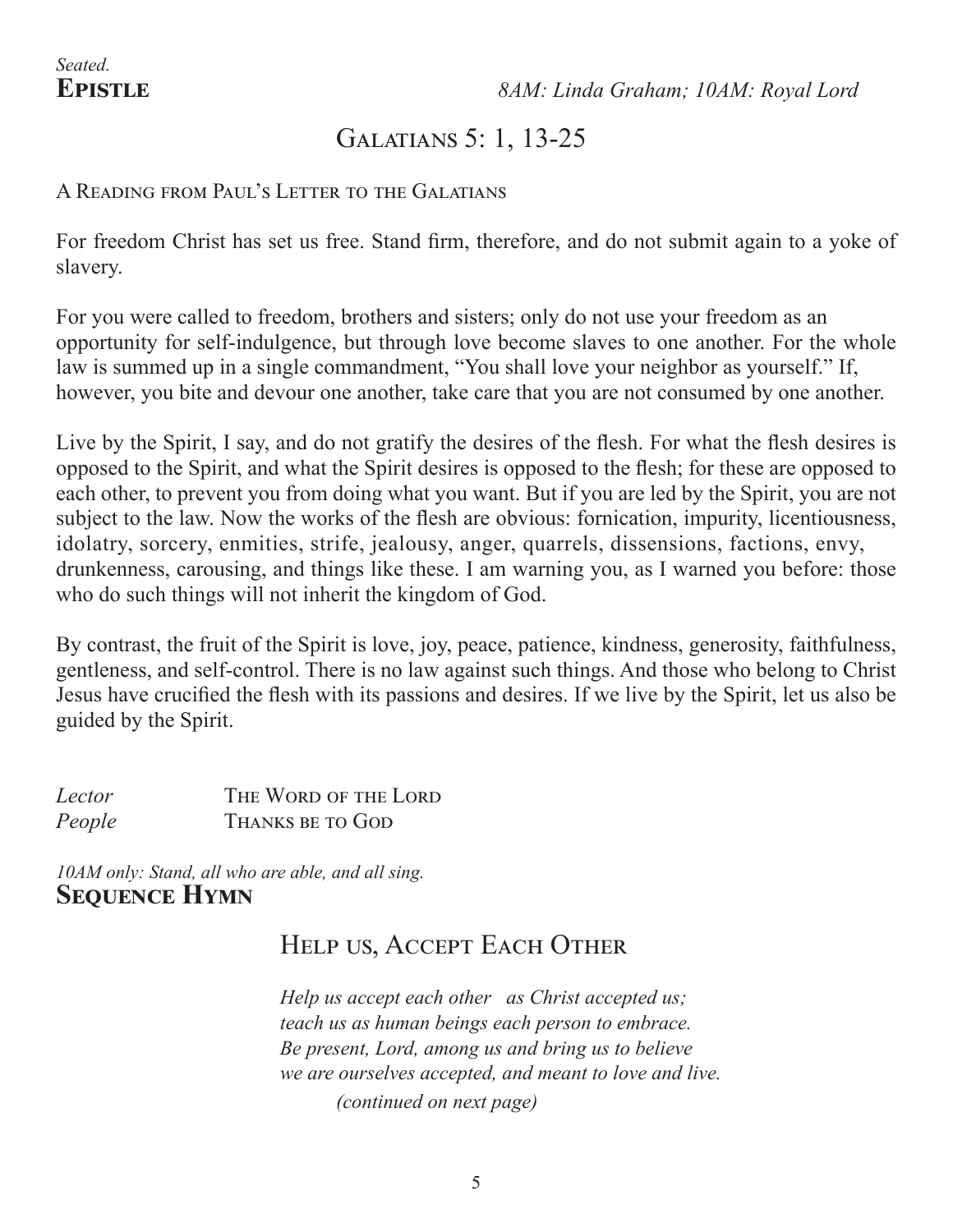*Seated.*

## Epistle

*8AM: Linda Graham; 10AM: Royal Lord*

### Galatians 5: 1, 13-25

A Reading from Paul's Letter to the Galatians

For freedom Christ has set us free. Stand firm, therefore, and do not submit again to a yoke of slavery.

For you were called to freedom, brothers and sisters; only do not use your freedom as an opportunity for self-indulgence, but through love become slaves to one another. For the whole law is summed up in a single commandment, "You shall love your neighbor as yourself." If, however, you bite and devour one another, take care that you are not consumed by one another.

Live by the Spirit, I say, and do not gratify the desires of the flesh. For what the flesh desires is opposed to the Spirit, and what the Spirit desires is opposed to the flesh; for these are opposed to each other, to prevent you from doing what you want. But if you are led by the Spirit, you are not subject to the law. Now the works of the flesh are obvious: fornication, impurity, licentiousness, idolatry, sorcery, enmities, strife, jealousy, anger, quarrels, dissensions, factions, envy, drunkenness, carousing, and things like these. I am warning you, as I warned you before: those who do such things will not inherit the kingdom of God.

By contrast, the fruit of the Spirit is love, joy, peace, patience, kindness, generosity, faithfulness, gentleness, and self-control. There is no law against such things. And those who belong to Christ Jesus have crucified the flesh with its passions and desires. If we live by the Spirit, let us also be guided by the Spirit.

*Lector* The Word of the Lord
*People* Thanks be to God

*10AM only: Stand, all who are able, and all sing.*

## Sequence Hymn

### Help us, Accept Each Other

*Help us accept each other as Christ accepted us;*
*teach us as human beings each person to embrace.*
*Be present, Lord, among us and bring us to believe*
*we are ourselves accepted, and meant to love and live.*
*(continued on next page)*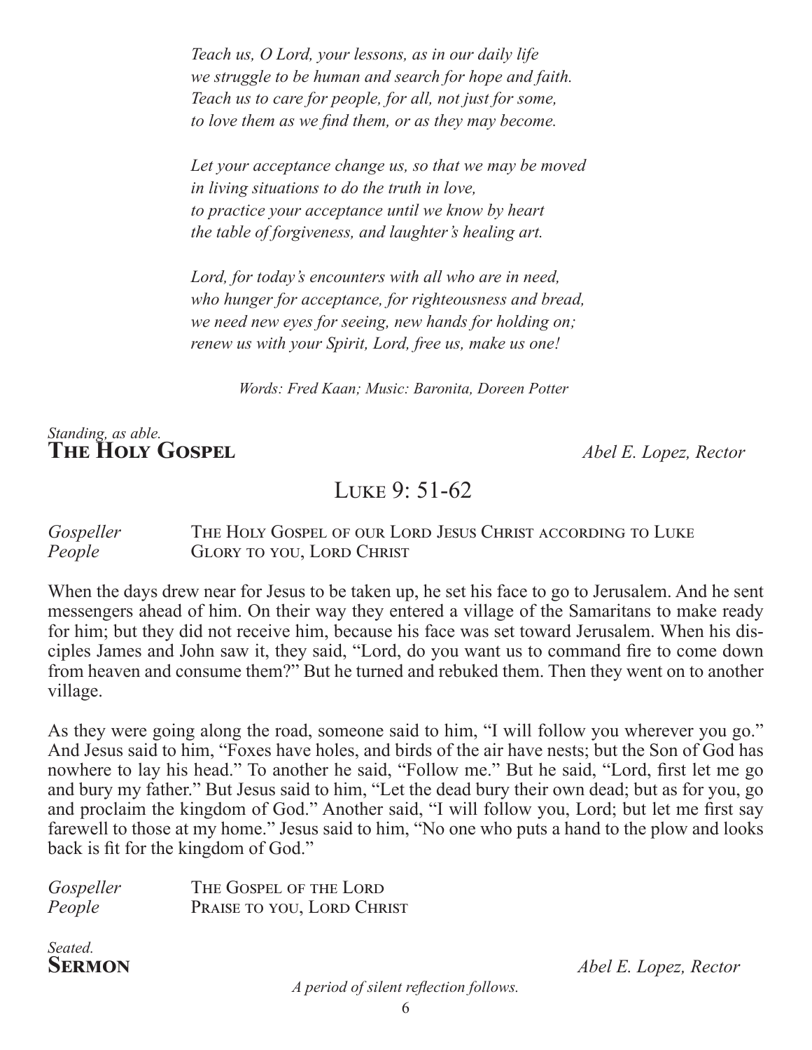*Teach us, O Lord, your lessons, as in our daily life*
*we struggle to be human and search for hope and faith.*
*Teach us to care for people, for all, not just for some,*
*to love them as we find them, or as they may become.*

*Let your acceptance change us, so that we may be moved*
*in living situations to do the truth in love,*
*to practice your acceptance until we know by heart*
*the table of forgiveness, and laughter's healing art.*

*Lord, for today's encounters with all who are in need,*
*who hunger for acceptance, for righteousness and bread,*
*we need new eyes for seeing, new hands for holding on;*
*renew us with your Spirit, Lord, free us, make us one!*

*Words: Fred Kaan; Music: Baronita, Doreen Potter*

*Standing, as able.*

## The Holy Gospel — *Abel E. Lopez, Rector*

### Luke 9: 51-62

*Gospeller* The Holy Gospel of our Lord Jesus Christ according to Luke
*People* Glory to you, Lord Christ

When the days drew near for Jesus to be taken up, he set his face to go to Jerusalem. And he sent messengers ahead of him. On their way they entered a village of the Samaritans to make ready for him; but they did not receive him, because his face was set toward Jerusalem. When his disciples James and John saw it, they said, "Lord, do you want us to command fire to come down from heaven and consume them?" But he turned and rebuked them. Then they went on to another village.

As they were going along the road, someone said to him, "I will follow you wherever you go." And Jesus said to him, "Foxes have holes, and birds of the air have nests; but the Son of God has nowhere to lay his head." To another he said, "Follow me." But he said, "Lord, first let me go and bury my father." But Jesus said to him, "Let the dead bury their own dead; but as for you, go and proclaim the kingdom of God." Another said, "I will follow you, Lord; but let me first say farewell to those at my home." Jesus said to him, "No one who puts a hand to the plow and looks back is fit for the kingdom of God."

*Gospeller* The Gospel of the Lord
*People* Praise to you, Lord Christ

*Seated.*

## Sermon — *Abel E. Lopez, Rector*

*A period of silent reflection follows.*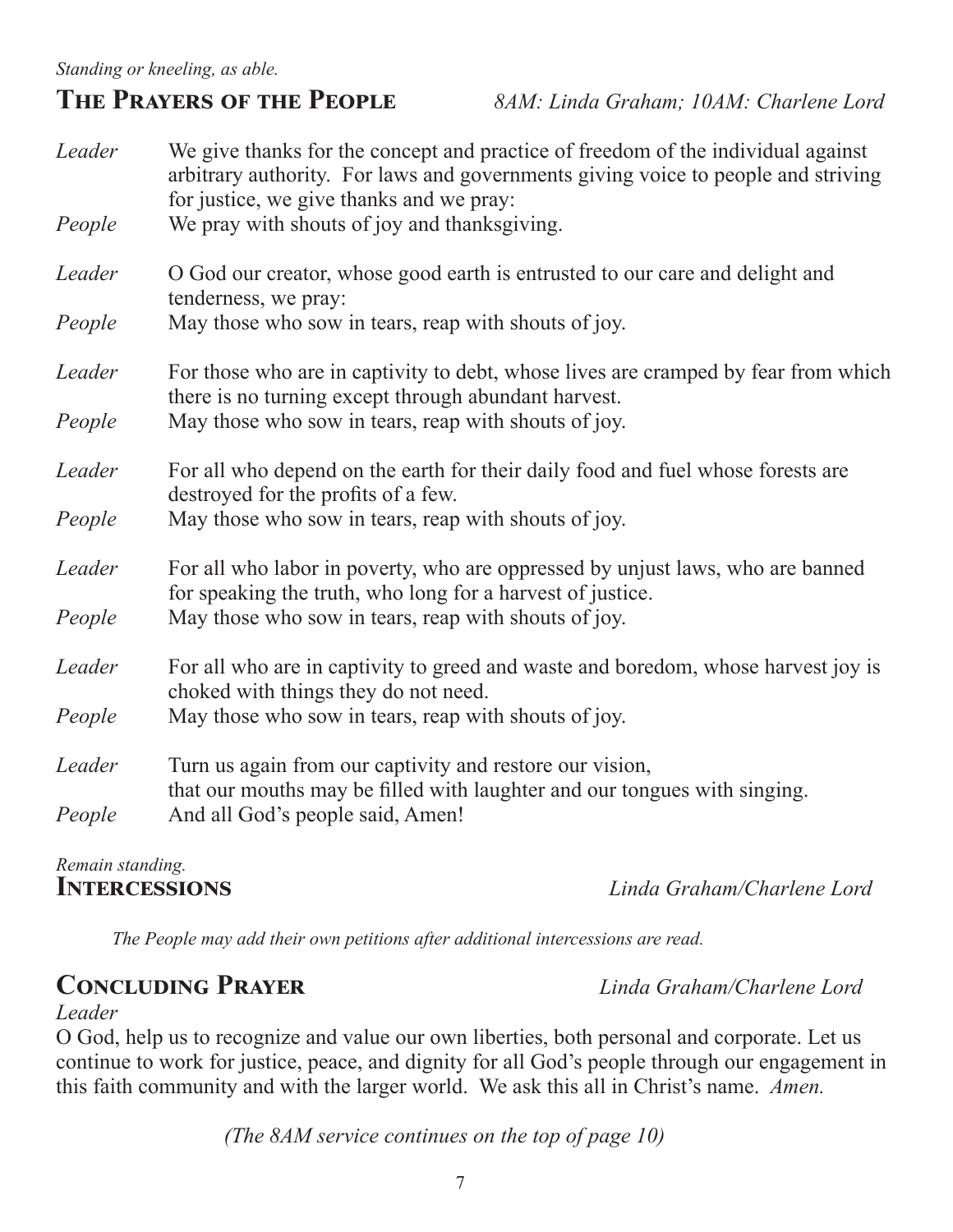*Standing or kneeling, as able.*

## The Prayers of the People

*8AM: Linda Graham; 10AM: Charlene Lord*

*Leader* We give thanks for the concept and practice of freedom of the individual against arbitrary authority. For laws and governments giving voice to people and striving for justice, we give thanks and we pray:

*People* We pray with shouts of joy and thanksgiving.

*Leader* O God our creator, whose good earth is entrusted to our care and delight and tenderness, we pray:

*People* May those who sow in tears, reap with shouts of joy.

*Leader* For those who are in captivity to debt, whose lives are cramped by fear from which there is no turning except through abundant harvest.

*People* May those who sow in tears, reap with shouts of joy.

*Leader* For all who depend on the earth for their daily food and fuel whose forests are destroyed for the profits of a few.

*People* May those who sow in tears, reap with shouts of joy.

*Leader* For all who labor in poverty, who are oppressed by unjust laws, who are banned for speaking the truth, who long for a harvest of justice.

*People* May those who sow in tears, reap with shouts of joy.

*Leader* For all who are in captivity to greed and waste and boredom, whose harvest joy is choked with things they do not need.

*People* May those who sow in tears, reap with shouts of joy.

*Leader* Turn us again from our captivity and restore our vision,
that our mouths may be filled with laughter and our tongues with singing.

*People* And all God's people said, Amen!

*Remain standing.*

## Intercessions

*Linda Graham/Charlene Lord*

*The People may add their own petitions after additional intercessions are read.*

## Concluding Prayer

*Linda Graham/Charlene Lord*

*Leader*

O God, help us to recognize and value our own liberties, both personal and corporate. Let us continue to work for justice, peace, and dignity for all God's people through our engagement in this faith community and with the larger world. We ask this all in Christ's name. *Amen.*

*(The 8AM service continues on the top of page 10)*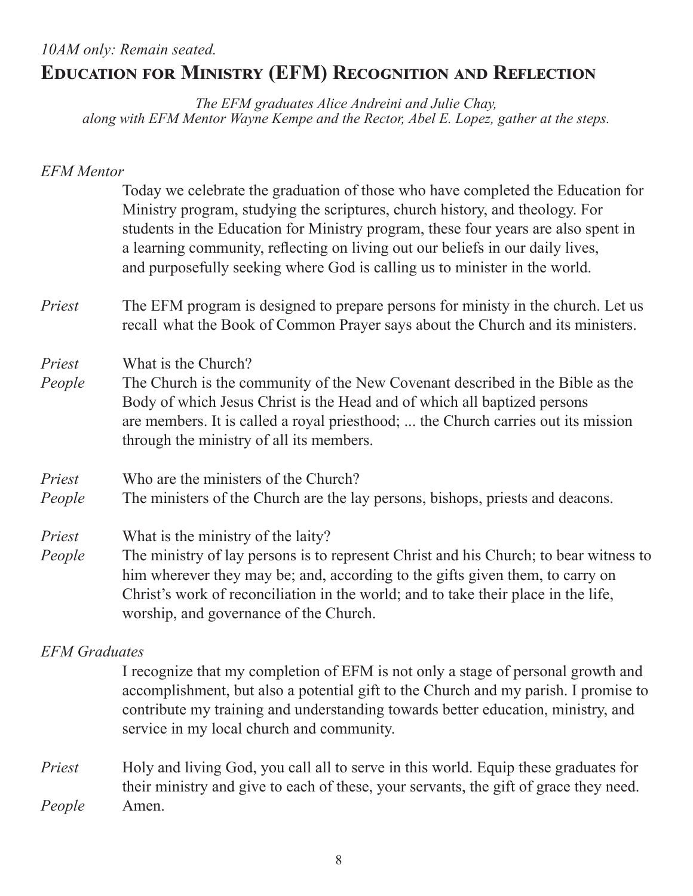*10AM only: Remain seated.*

## Education for Ministry (EFM) Recognition and Reflection

*The EFM graduates Alice Andreini and Julie Chay, along with EFM Mentor Wayne Kempe and the Rector, Abel E. Lopez, gather at the steps.*

*EFM Mentor*

Today we celebrate the graduation of those who have completed the Education for Ministry program, studying the scriptures, church history, and theology. For students in the Education for Ministry program, these four years are also spent in a learning community, reflecting on living out our beliefs in our daily lives, and purposefully seeking where God is calling us to minister in the world.

*Priest* The EFM program is designed to prepare persons for ministy in the church. Let us recall what the Book of Common Prayer says about the Church and its ministers.

*Priest* What is the Church?

*People* The Church is the community of the New Covenant described in the Bible as the Body of which Jesus Christ is the Head and of which all baptized persons are members. It is called a royal priesthood; ... the Church carries out its mission through the ministry of all its members.

*Priest* Who are the ministers of the Church?

*People* The ministers of the Church are the lay persons, bishops, priests and deacons.

*Priest* What is the ministry of the laity?

*People* The ministry of lay persons is to represent Christ and his Church; to bear witness to him wherever they may be; and, according to the gifts given them, to carry on Christ's work of reconciliation in the world; and to take their place in the life, worship, and governance of the Church.

*EFM Graduates*

I recognize that my completion of EFM is not only a stage of personal growth and accomplishment, but also a potential gift to the Church and my parish. I promise to contribute my training and understanding towards better education, ministry, and service in my local church and community.

*Priest* Holy and living God, you call all to serve in this world. Equip these graduates for their ministry and give to each of these, your servants, the gift of grace they need.

*People* Amen.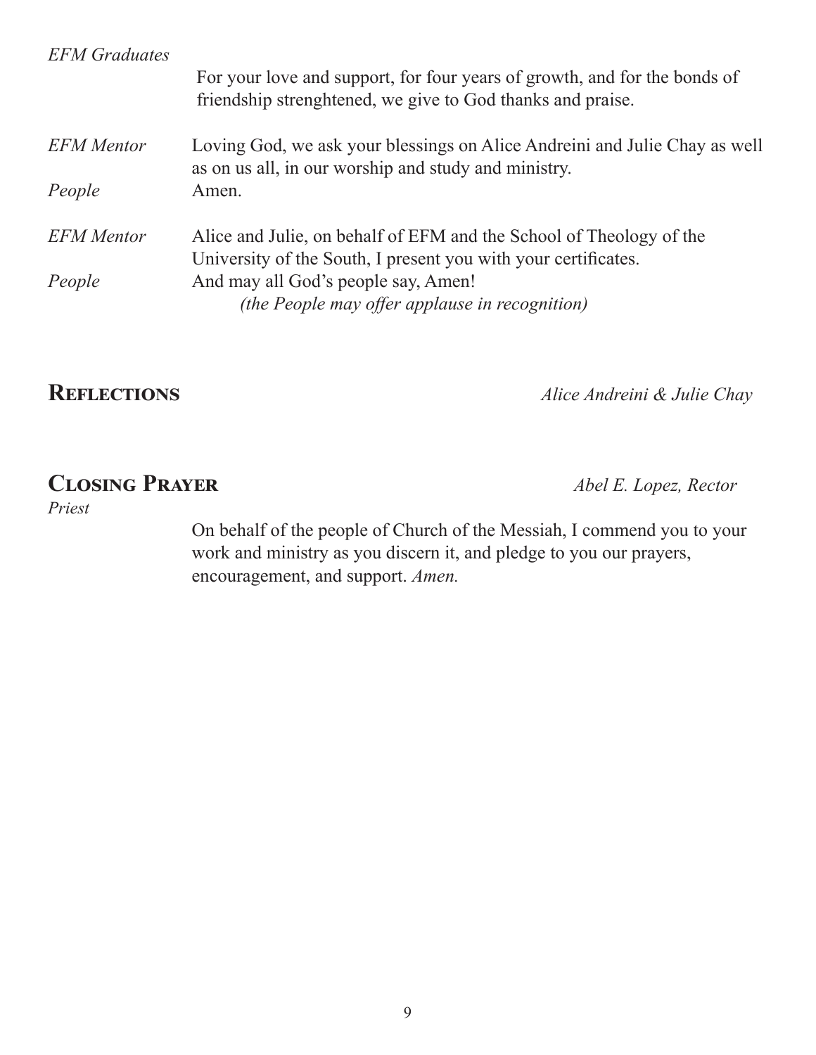*EFM Graduates*

For your love and support, for four years of growth, and for the bonds of friendship strenghtened, we give to God thanks and praise.

*EFM Mentor* Loving God, we ask your blessings on Alice Andreini and Julie Chay as well as on us all, in our worship and study and ministry.

*People* Amen.

*EFM Mentor* Alice and Julie, on behalf of EFM and the School of Theology of the University of the South, I present you with your certificates.

*People* And may all God's people say, Amen!

*(the People may offer applause in recognition)*

## Reflections

*Alice Andreini & Julie Chay*

## Closing Prayer

*Abel E. Lopez, Rector*

*Priest*

On behalf of the people of Church of the Messiah, I commend you to your work and ministry as you discern it, and pledge to you our prayers, encouragement, and support. *Amen.*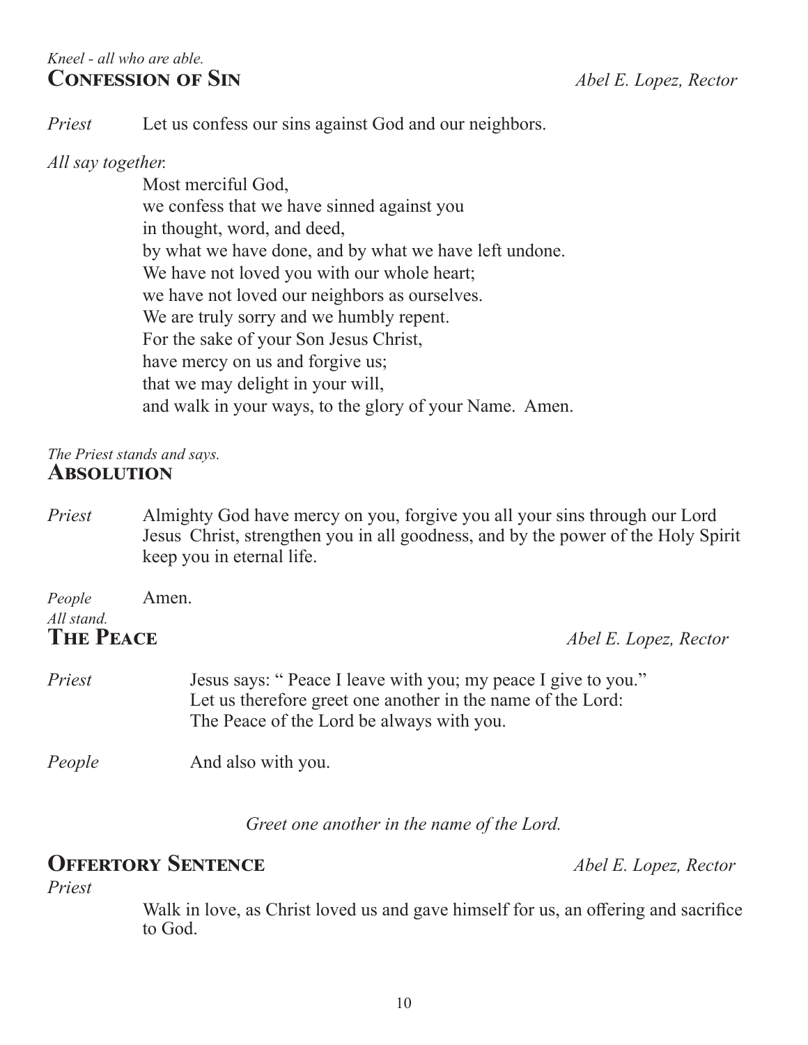*Kneel - all who are able.*

## Confession of Sin

*Abel E. Lopez, Rector*

*Priest* Let us confess our sins against God and our neighbors.

*All say together.*

Most merciful God,
we confess that we have sinned against you
in thought, word, and deed,
by what we have done, and by what we have left undone.
We have not loved you with our whole heart;
we have not loved our neighbors as ourselves.
We are truly sorry and we humbly repent.
For the sake of your Son Jesus Christ,
have mercy on us and forgive us;
that we may delight in your will,
and walk in your ways, to the glory of your Name. Amen.

*The Priest stands and says.*

## Absolution

*Priest* Almighty God have mercy on you, forgive you all your sins through our Lord Jesus Christ, strengthen you in all goodness, and by the power of the Holy Spirit keep you in eternal life.

*People* Amen.

*All stand.*

## The Peace

*Abel E. Lopez, Rector*

*Priest* Jesus says: " Peace I leave with you; my peace I give to you."
Let us therefore greet one another in the name of the Lord:
The Peace of the Lord be always with you.

*People* And also with you.

*Greet one another in the name of the Lord.*

## Offertory Sentence

*Abel E. Lopez, Rector*

*Priest*

Walk in love, as Christ loved us and gave himself for us, an offering and sacrifice to God.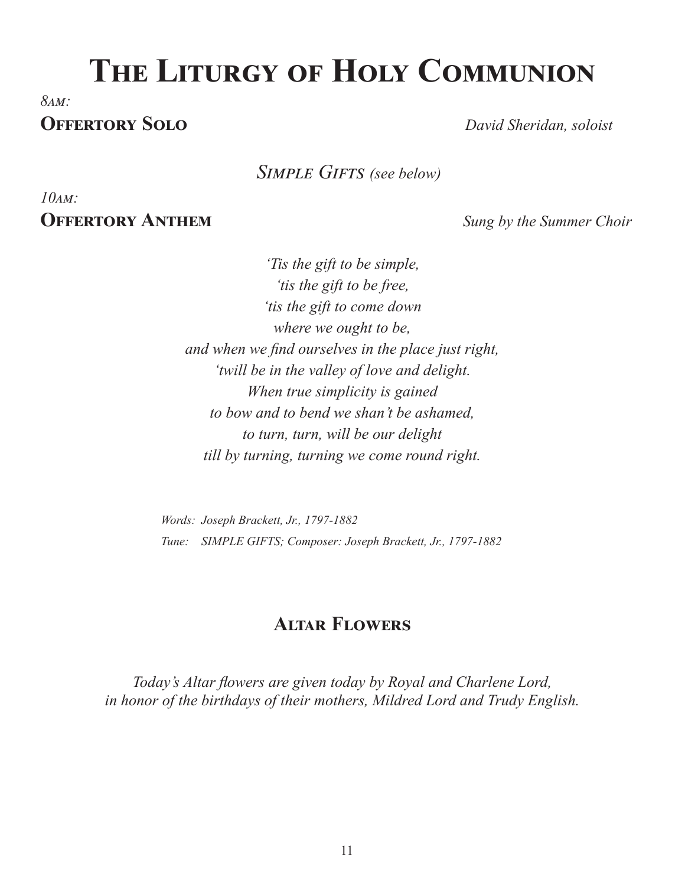# The Liturgy of Holy Communion

*8am:*

**Offertory Solo** *David Sheridan, soloist*

*Simple Gifts (see below)*

*10am:*

**Offertory Anthem** *Sung by the Summer Choir*

*'Tis the gift to be simple,*
*'tis the gift to be free,*
*'tis the gift to come down*
*where we ought to be,*
*and when we find ourselves in the place just right,*
*'twill be in the valley of love and delight.*
*When true simplicity is gained*
*to bow and to bend we shan't be ashamed,*
*to turn, turn, will be our delight*
*till by turning, turning we come round right.*

*Words: Joseph Brackett, Jr., 1797-1882*
*Tune: SIMPLE GIFTS; Composer: Joseph Brackett, Jr., 1797-1882*

## Altar Flowers

*Today's Altar flowers are given today by Royal and Charlene Lord, in honor of the birthdays of their mothers, Mildred Lord and Trudy English.*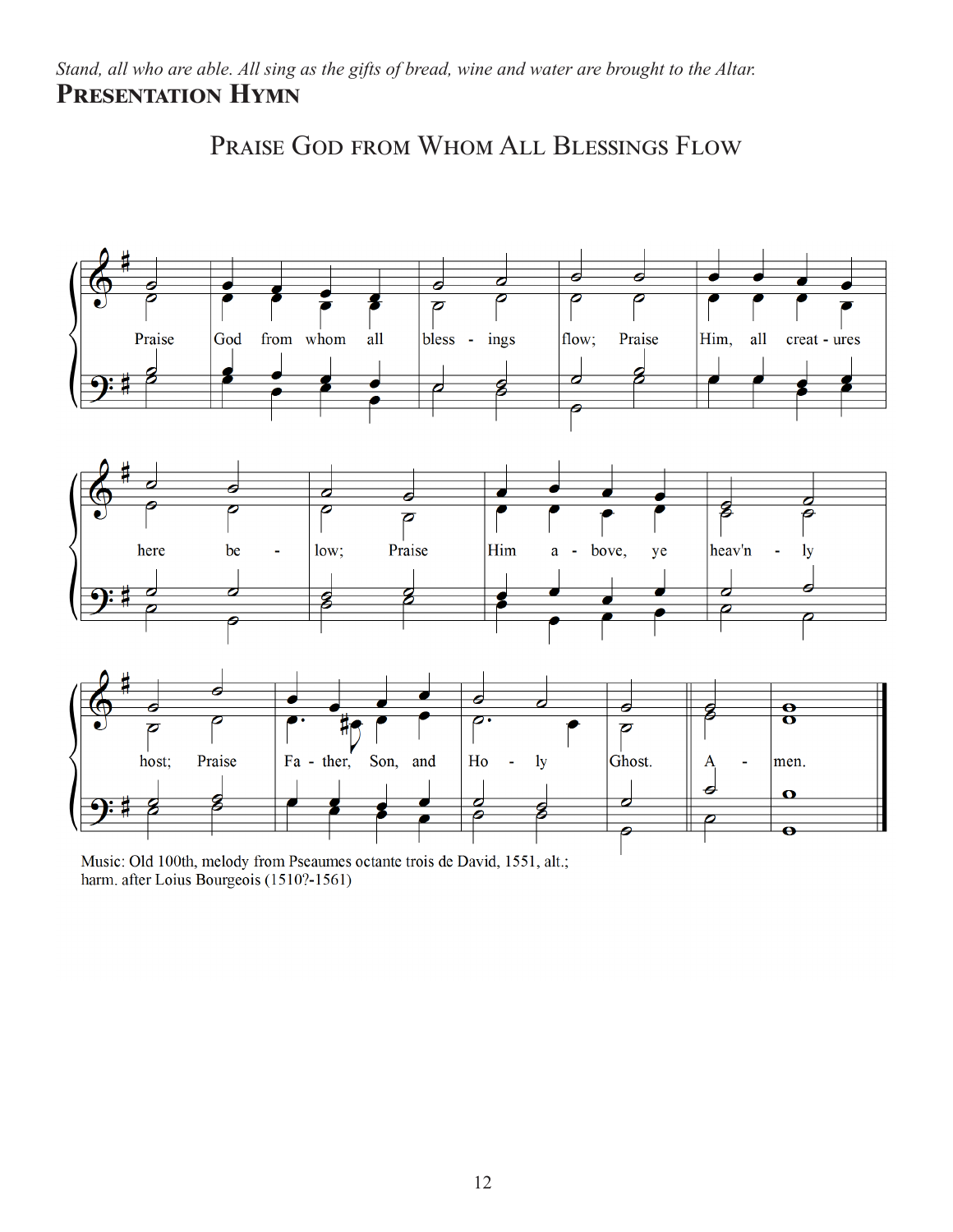*Stand, all who are able. All sing as the gifts of bread, wine and water are brought to the Altar.*

## Presentation Hymn

### Praise God from Whom All Blessings Flow

Praise God from whom all blessings flow; Praise Him, all creatures here below; Praise Him above, ye heav'nly host; Praise Father, Son, and Holy Ghost. Amen.

Music: Old 100th, melody from Pseaumes octante trois de David, 1551, alt.; harm. after Loius Bourgeois (1510?-1561)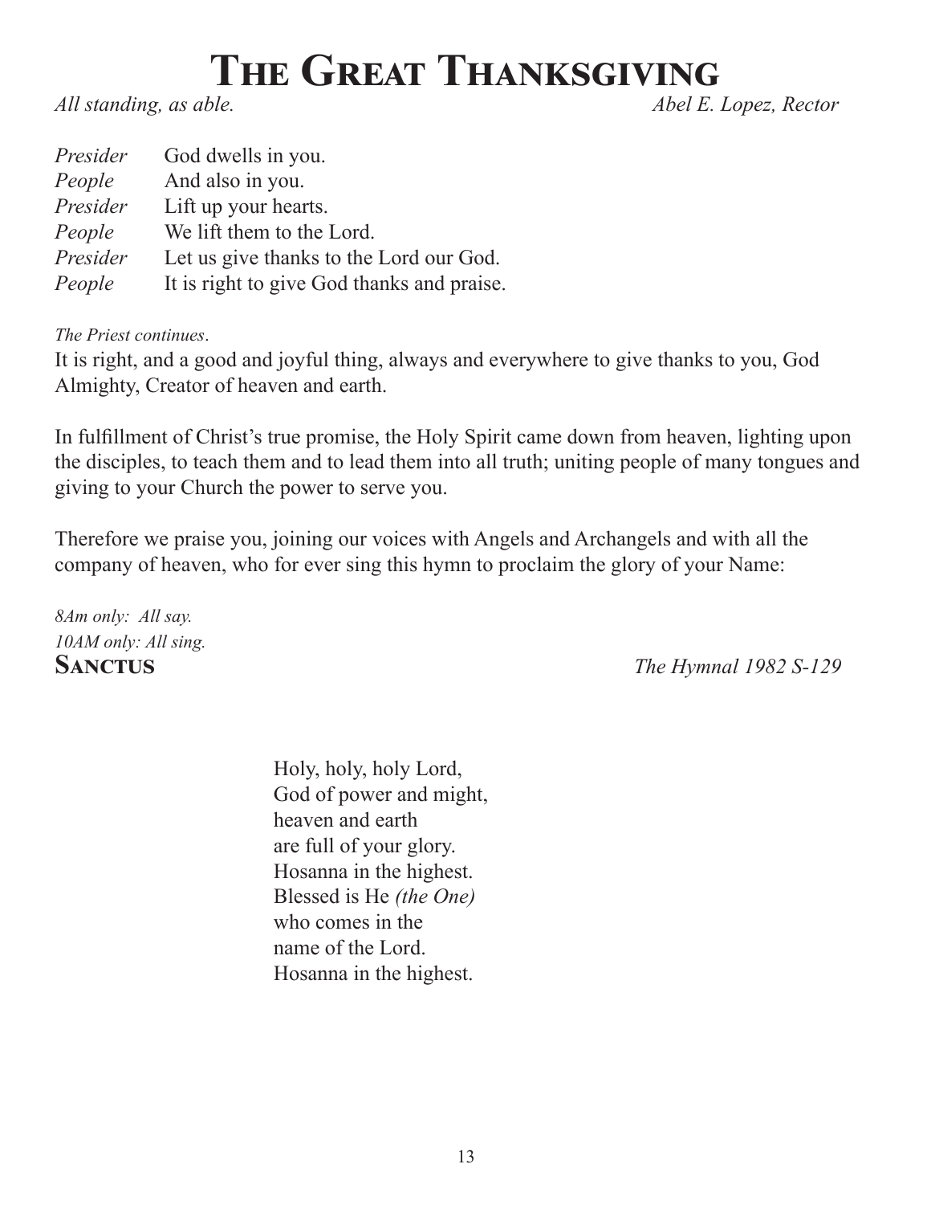# The Great Thanksgiving

*All standing, as able.* *Abel E. Lopez, Rector*

*Presider* God dwells in you.
*People* And also in you.
*Presider* Lift up your hearts.
*People* We lift them to the Lord.
*Presider* Let us give thanks to the Lord our God.
*People* It is right to give God thanks and praise.

*The Priest continues*.

It is right, and a good and joyful thing, always and everywhere to give thanks to you, God Almighty, Creator of heaven and earth.

In fulfillment of Christ's true promise, the Holy Spirit came down from heaven, lighting upon the disciples, to teach them and to lead them into all truth; uniting people of many tongues and giving to your Church the power to serve you.

Therefore we praise you, joining our voices with Angels and Archangels and with all the company of heaven, who for ever sing this hymn to proclaim the glory of your Name:

*8Am only: All say.*
*10AM only: All sing.*

**Sanctus** *The Hymnal 1982 S-129*

Holy, holy, holy Lord,
God of power and might,
heaven and earth
are full of your glory.
Hosanna in the highest.
Blessed is He *(the One)*
who comes in the
name of the Lord.
Hosanna in the highest.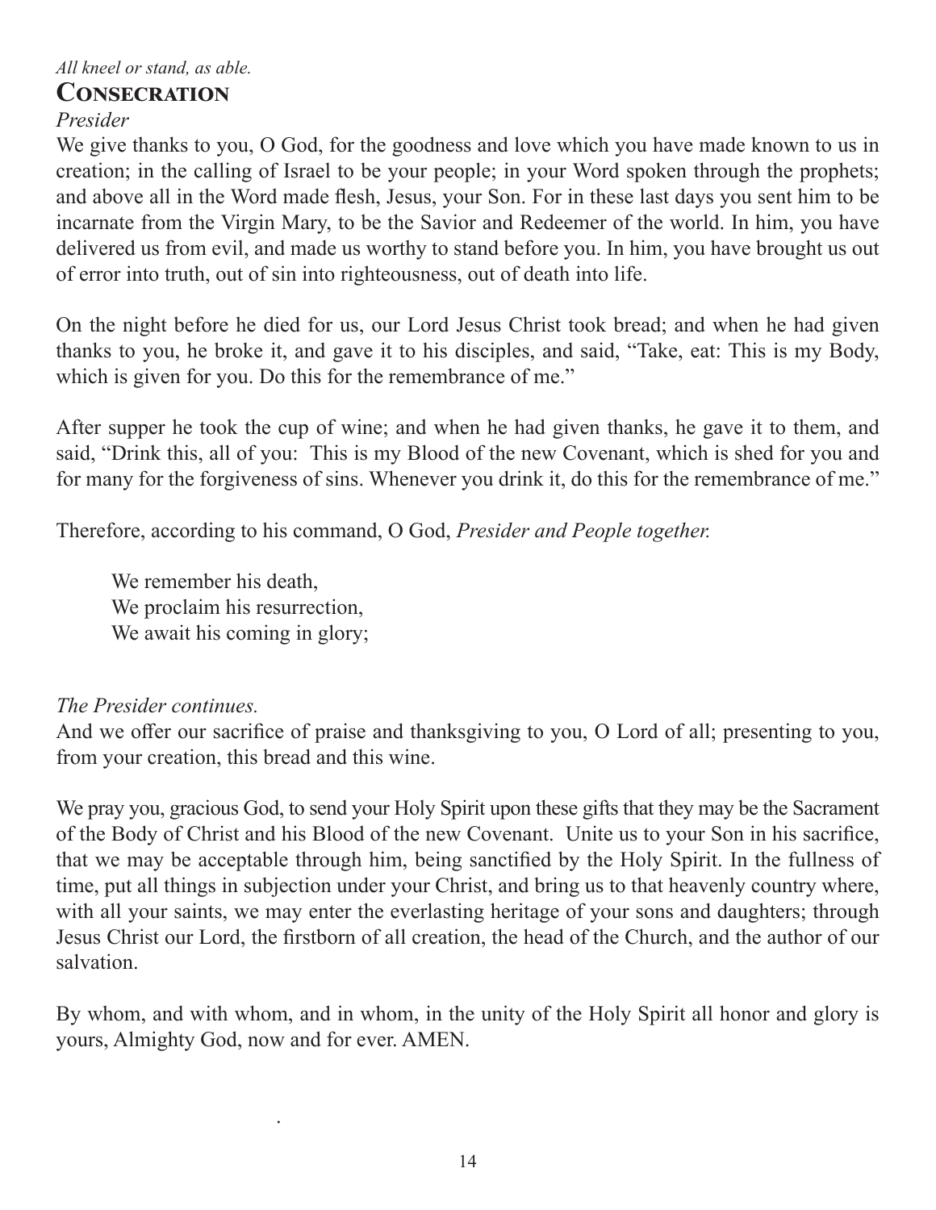*All kneel or stand, as able.*

## Consecration

*Presider*

We give thanks to you, O God, for the goodness and love which you have made known to us in creation; in the calling of Israel to be your people; in your Word spoken through the prophets; and above all in the Word made flesh, Jesus, your Son. For in these last days you sent him to be incarnate from the Virgin Mary, to be the Savior and Redeemer of the world. In him, you have delivered us from evil, and made us worthy to stand before you. In him, you have brought us out of error into truth, out of sin into righteousness, out of death into life.

On the night before he died for us, our Lord Jesus Christ took bread; and when he had given thanks to you, he broke it, and gave it to his disciples, and said, "Take, eat: This is my Body, which is given for you. Do this for the remembrance of me."

After supper he took the cup of wine; and when he had given thanks, he gave it to them, and said, "Drink this, all of you: This is my Blood of the new Covenant, which is shed for you and for many for the forgiveness of sins. Whenever you drink it, do this for the remembrance of me."

Therefore, according to his command, O God, *Presider and People together.*

We remember his death,  
We proclaim his resurrection,  
We await his coming in glory;

*The Presider continues.*

And we offer our sacrifice of praise and thanksgiving to you, O Lord of all; presenting to you, from your creation, this bread and this wine.

We pray you, gracious God, to send your Holy Spirit upon these gifts that they may be the Sacrament of the Body of Christ and his Blood of the new Covenant. Unite us to your Son in his sacrifice, that we may be acceptable through him, being sanctified by the Holy Spirit. In the fullness of time, put all things in subjection under your Christ, and bring us to that heavenly country where, with all your saints, we may enter the everlasting heritage of your sons and daughters; through Jesus Christ our Lord, the firstborn of all creation, the head of the Church, and the author of our salvation.

By whom, and with whom, and in whom, in the unity of the Holy Spirit all honor and glory is yours, Almighty God, now and for ever. AMEN.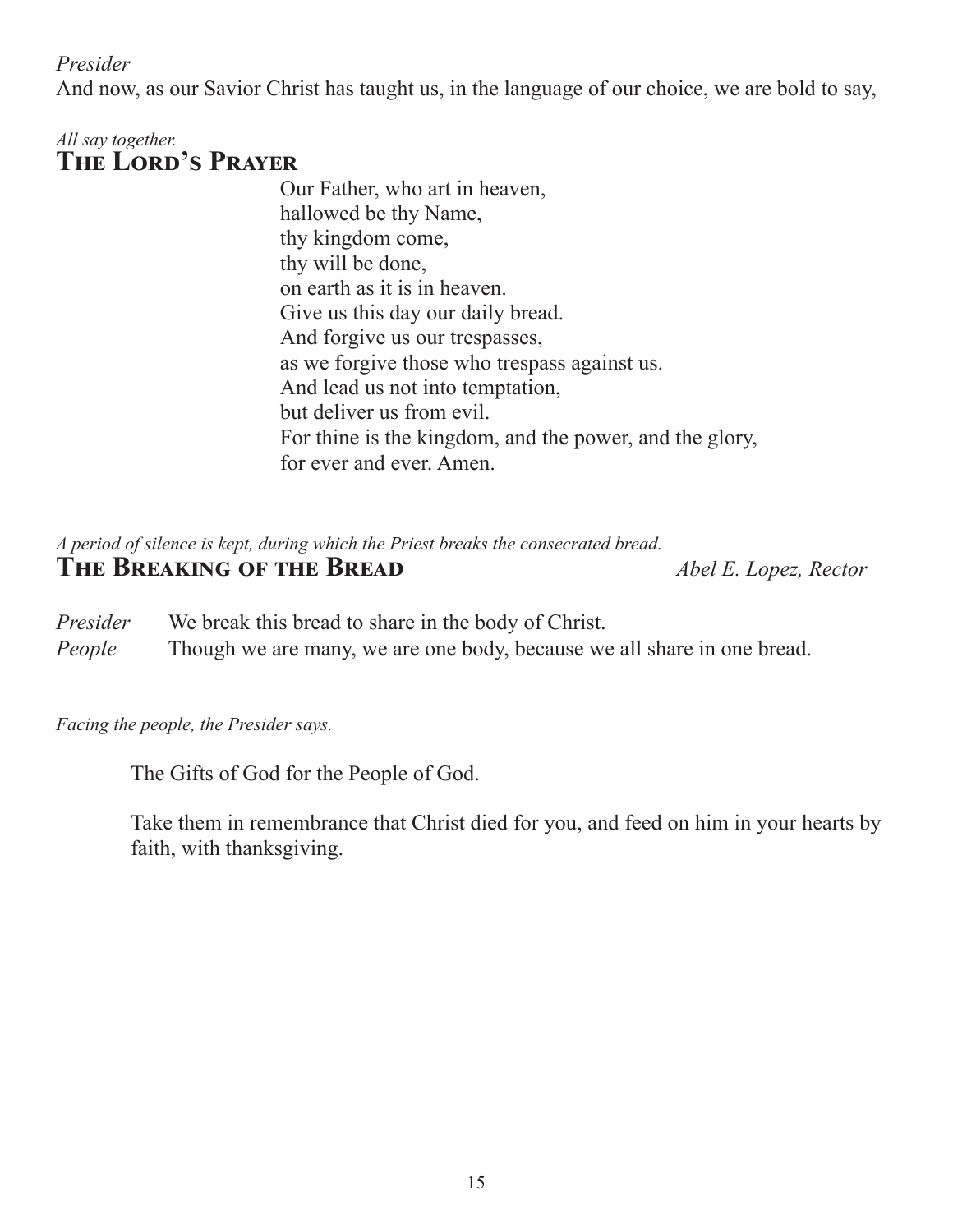*Presider*
And now, as our Savior Christ has taught us, in the language of our choice, we are bold to say,

*All say together.*

## The Lord's Prayer

Our Father, who art in heaven,
hallowed be thy Name,
thy kingdom come,
thy will be done,
on earth as it is in heaven.
Give us this day our daily bread.
And forgive us our trespasses,
as we forgive those who trespass against us.
And lead us not into temptation,
but deliver us from evil.
For thine is the kingdom, and the power, and the glory,
for ever and ever. Amen.

*A period of silence is kept, during which the Priest breaks the consecrated bread.*

## The Breaking of the Bread

*Abel E. Lopez, Rector*

*Presider* We break this bread to share in the body of Christ.
*People* Though we are many, we are one body, because we all share in one bread.

*Facing the people, the Presider says.*

The Gifts of God for the People of God.

Take them in remembrance that Christ died for you, and feed on him in your hearts by faith, with thanksgiving.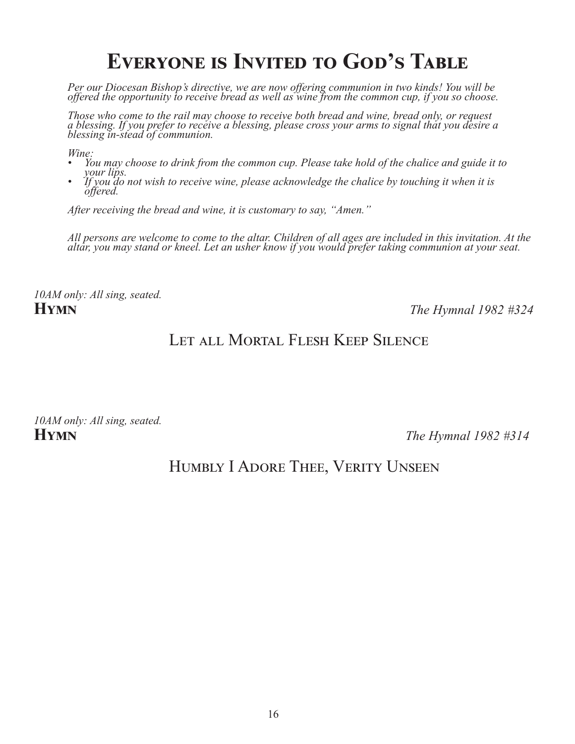# Everyone is Invited to God's Table

*Per our Diocesan Bishop's directive, we are now offering communion in two kinds! You will be offered the opportunity to receive bread as well as wine from the common cup, if you so choose.*

*Those who come to the rail may choose to receive both bread and wine, bread only, or request a blessing. If you prefer to receive a blessing, please cross your arms to signal that you desire a blessing in-stead of communion.*

*Wine:*

- *You may choose to drink from the common cup. Please take hold of the chalice and guide it to your lips.*
- *If you do not wish to receive wine, please acknowledge the chalice by touching it when it is offered.*

*After receiving the bread and wine, it is customary to say, "Amen."*

*All persons are welcome to come to the altar. Children of all ages are included in this invitation. At the altar, you may stand or kneel. Let an usher know if you would prefer taking communion at your seat.*

*10AM only: All sing, seated.*

**Hymn** *The Hymnal 1982 #324*

## Let all Mortal Flesh Keep Silence

*10AM only: All sing, seated.*

**Hymn** *The Hymnal 1982 #314*

## Humbly I Adore Thee, Verity Unseen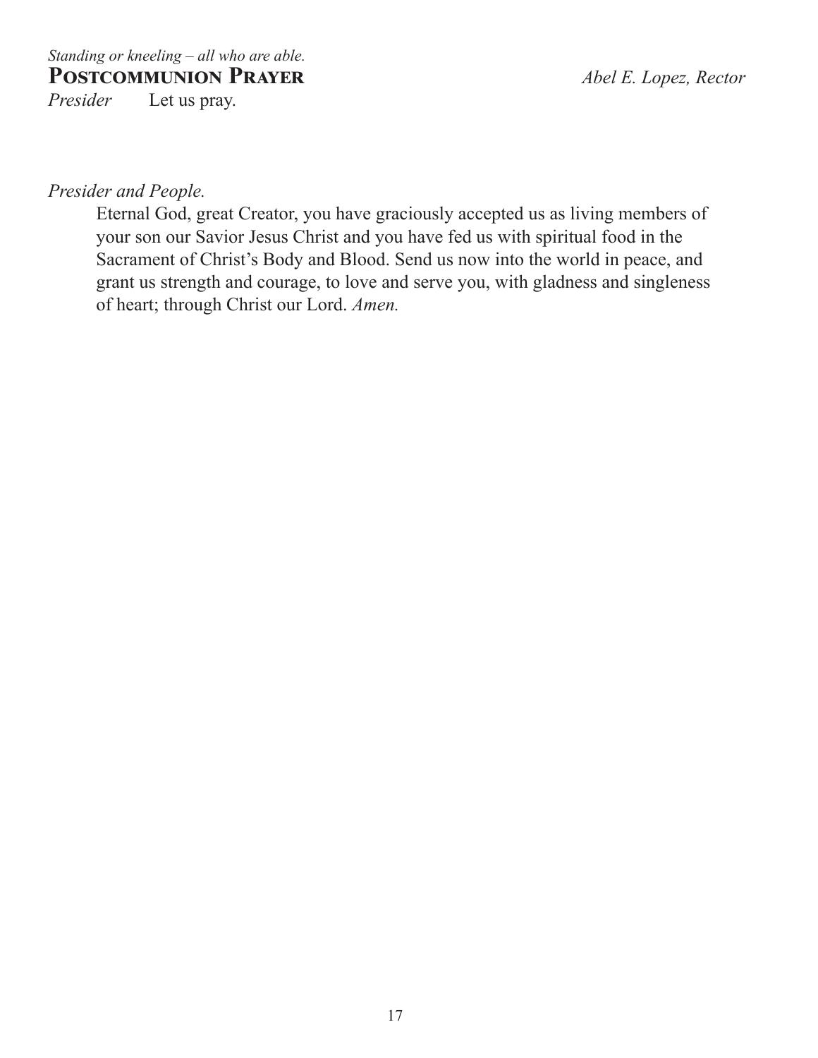*Standing or kneeling – all who are able.*

## Postcommunion Prayer

*Abel E. Lopez, Rector*

*Presider* Let us pray.

*Presider and People.*

Eternal God, great Creator, you have graciously accepted us as living members of your son our Savior Jesus Christ and you have fed us with spiritual food in the Sacrament of Christ's Body and Blood. Send us now into the world in peace, and grant us strength and courage, to love and serve you, with gladness and singleness of heart; through Christ our Lord. *Amen.*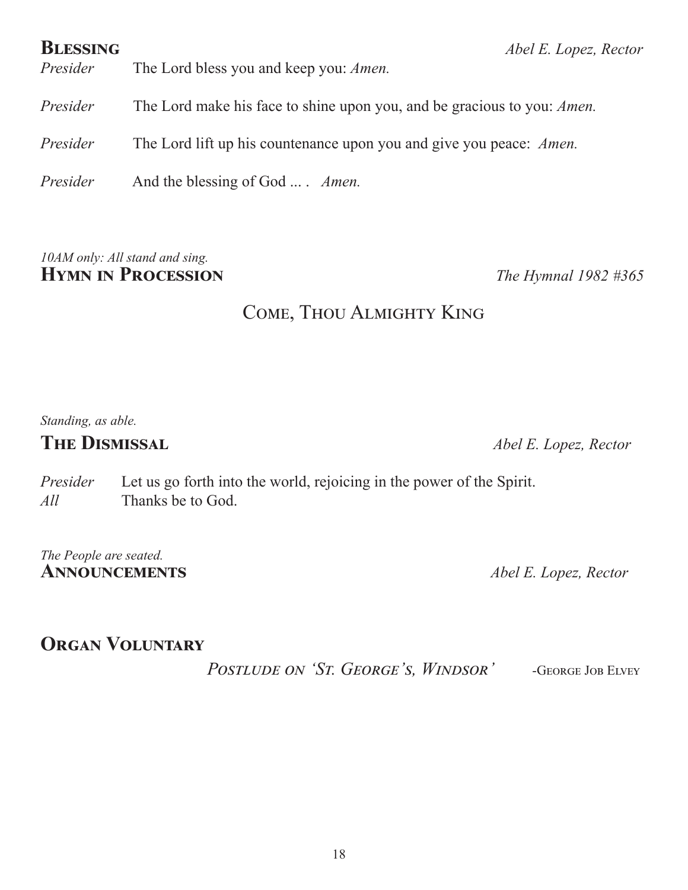## Blessing

*Abel E. Lopez, Rector*

*Presider* The Lord bless you and keep you: *Amen.*

*Presider* The Lord make his face to shine upon you, and be gracious to you: *Amen.*

*Presider* The Lord lift up his countenance upon you and give you peace: *Amen.*

*Presider* And the blessing of God ... . *Amen.*

*10AM only: All stand and sing.*

## Hymn in Procession

*The Hymnal 1982 #365*

### Come, Thou Almighty King

*Standing, as able.*

## The Dismissal

*Abel E. Lopez, Rector*

*Presider* Let us go forth into the world, rejoicing in the power of the Spirit.
*All* Thanks be to God.

*The People are seated.*

## Announcements

*Abel E. Lopez, Rector*

## Organ Voluntary

*Postlude on 'St. George's, Windsor'* -George Job Elvey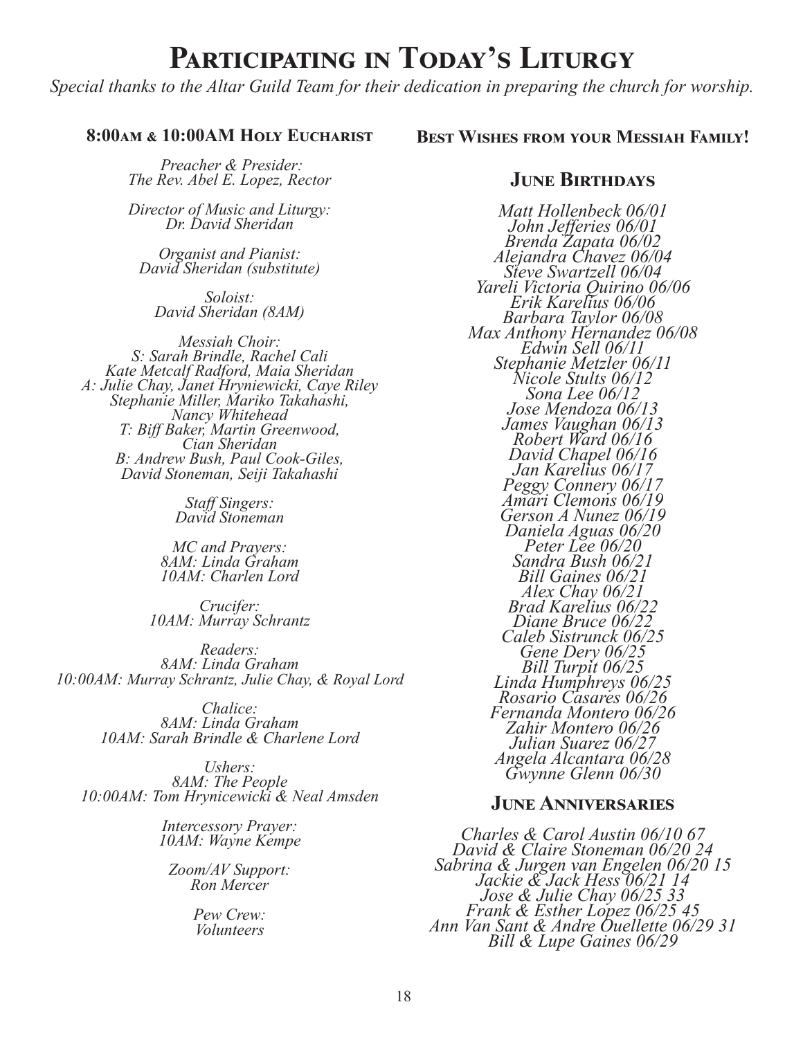# Participating in Today's Liturgy

*Special thanks to the Altar Guild Team for their dedication in preparing the church for worship.*

### 8:00AM & 10:00AM Holy Eucharist

*Preacher & Presider:*
*The Rev. Abel E. Lopez, Rector*

*Director of Music and Liturgy:*
*Dr. David Sheridan*

*Organist and Pianist:*
*David Sheridan (substitute)*

*Soloist:*
*David Sheridan (8AM)*

*Messiah Choir:*
*S: Sarah Brindle, Rachel Cali*
*Kate Metcalf Radford, Maia Sheridan*
*A: Julie Chay, Janet Hryniewicki, Caye Riley*
*Stephanie Miller, Mariko Takahashi,*
*Nancy Whitehead*
*T: Biff Baker, Martin Greenwood,*
*Cian Sheridan*
*B: Andrew Bush, Paul Cook-Giles,*
*David Stoneman, Seiji Takahashi*

*Staff Singers:*
*David Stoneman*

*MC and Prayers:*
*8AM: Linda Graham*
*10AM: Charlen Lord*

*Crucifer:*
*10AM: Murray Schrantz*

*Readers:*
*8AM: Linda Graham*
*10:00AM: Murray Schrantz, Julie Chay, & Royal Lord*

*Chalice:*
*8AM: Linda Graham*
*10AM: Sarah Brindle & Charlene Lord*

*Ushers:*
*8AM: The People*
*10:00AM: Tom Hrynicewicki & Neal Amsden*

*Intercessory Prayer:*
*10AM: Wayne Kempe*

*Zoom/AV Support:*
*Ron Mercer*

*Pew Crew:*
*Volunteers*

### Best Wishes from your Messiah Family!

## June Birthdays

*Matt Hollenbeck 06/01*
*John Jefferies 06/01*
*Brenda Zapata 06/02*
*Alejandra Chavez 06/04*
*Steve Swartzell 06/04*
*Yareli Victoria Quirino 06/06*
*Erik Karelius 06/06*
*Barbara Taylor 06/08*
*Max Anthony Hernandez 06/08*
*Edwin Sell 06/11*
*Stephanie Metzler 06/11*
*Nicole Stults 06/12*
*Sona Lee 06/12*
*Jose Mendoza 06/13*
*James Vaughan 06/13*
*Robert Ward 06/16*
*David Chapel 06/16*
*Jan Karelius 06/17*
*Peggy Connery 06/17*
*Amari Clemons 06/19*
*Gerson A Nunez 06/19*
*Daniela Aguas 06/20*
*Peter Lee 06/20*
*Sandra Bush 06/21*
*Bill Gaines 06/21*
*Alex Chay 06/21*
*Brad Karelius 06/22*
*Diane Bruce 06/22*
*Caleb Sistrunck 06/25*
*Gene Dery 06/25*
*Bill Turpit 06/25*
*Linda Humphreys 06/25*
*Rosario Casares 06/26*
*Fernanda Montero 06/26*
*Zahir Montero 06/26*
*Julian Suarez 06/27*
*Angela Alcantara 06/28*
*Gwynne Glenn 06/30*

## June Anniversaries

*Charles & Carol Austin 06/10 67*
*David & Claire Stoneman 06/20 24*
*Sabrina & Jurgen van Engelen 06/20 15*
*Jackie & Jack Hess 06/21 14*
*Jose & Julie Chay 06/25 33*
*Frank & Esther Lopez 06/25 45*
*Ann Van Sant & Andre Ouellette 06/29 31*
*Bill & Lupe Gaines 06/29*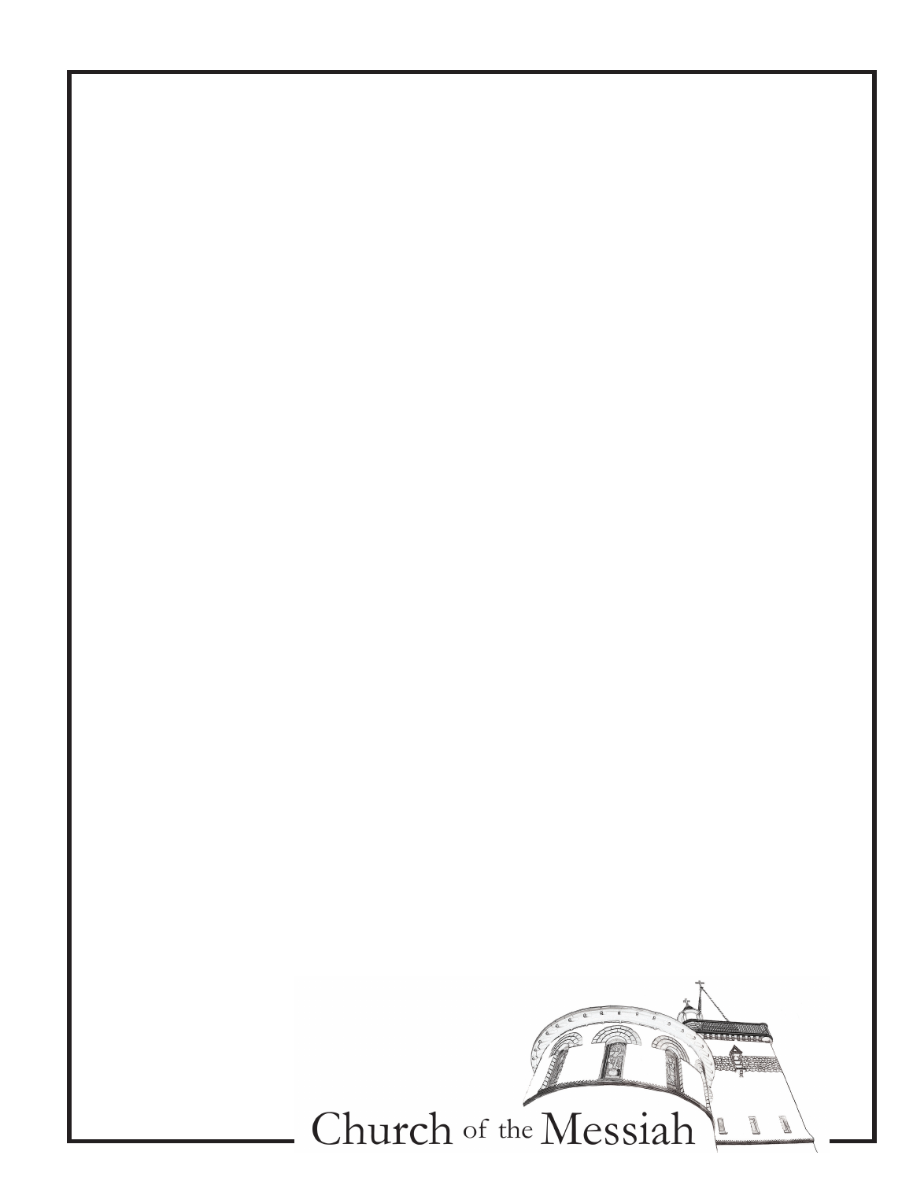Church of the Messiah